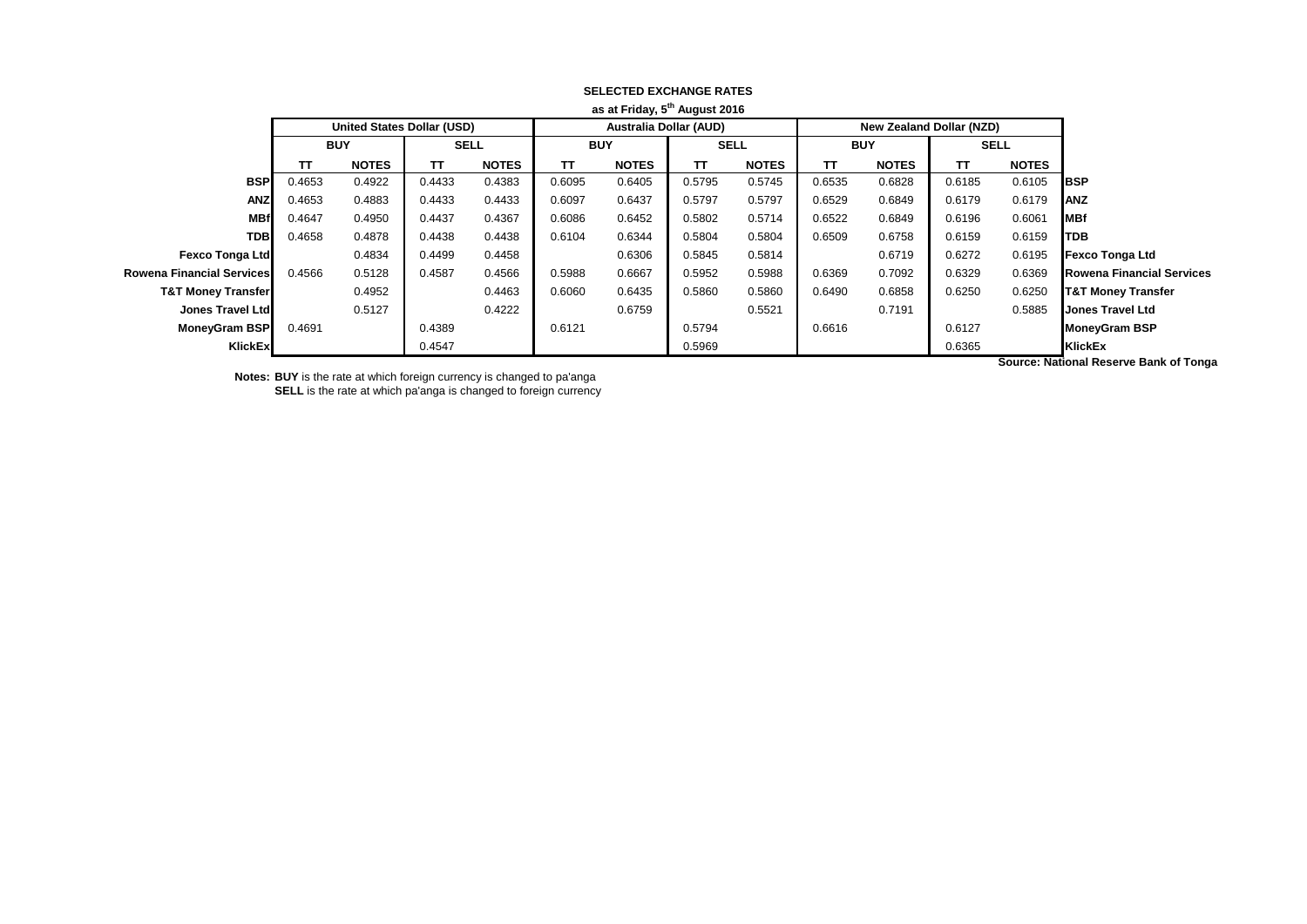## SELECTED EXCHANGE RATES

**as at Friday, 5th August 2016**

| | United States Dollar (USD) | | | | Australia Dollar (AUD) | | | | New Zealand Dollar (NZD) | | | | |
|---|---|---|---|---|---|---|---|---|---|---|---|---|---|
| | BUY | | SELL | | BUY | | SELL | | BUY | | SELL | | |
| | TT | NOTES | TT | NOTES | TT | NOTES | TT | NOTES | TT | NOTES | TT | NOTES | |
| **BSP** | 0.4653 | 0.4922 | 0.4433 | 0.4383 | 0.6095 | 0.6405 | 0.5795 | 0.5745 | 0.6535 | 0.6828 | 0.6185 | 0.6105 | **BSP** |
| **ANZ** | 0.4653 | 0.4883 | 0.4433 | 0.4433 | 0.6097 | 0.6437 | 0.5797 | 0.5797 | 0.6529 | 0.6849 | 0.6179 | 0.6179 | **ANZ** |
| **MBf** | 0.4647 | 0.4950 | 0.4437 | 0.4367 | 0.6086 | 0.6452 | 0.5802 | 0.5714 | 0.6522 | 0.6849 | 0.6196 | 0.6061 | **MBf** |
| **TDB** | 0.4658 | 0.4878 | 0.4438 | 0.4438 | 0.6104 | 0.6344 | 0.5804 | 0.5804 | 0.6509 | 0.6758 | 0.6159 | 0.6159 | **TDB** |
| **Fexco Tonga Ltd** | | 0.4834 | 0.4499 | 0.4458 | | 0.6306 | 0.5845 | 0.5814 | | 0.6719 | 0.6272 | 0.6195 | **Fexco Tonga Ltd** |
| **Rowena Financial Services** | 0.4566 | 0.5128 | 0.4587 | 0.4566 | 0.5988 | 0.6667 | 0.5952 | 0.5988 | 0.6369 | 0.7092 | 0.6329 | 0.6369 | **Rowena Financial Services** |
| **T&T Money Transfer** | | 0.4952 | | 0.4463 | 0.6060 | 0.6435 | 0.5860 | 0.5860 | 0.6490 | 0.6858 | 0.6250 | 0.6250 | **T&T Money Transfer** |
| **Jones Travel Ltd** | | 0.5127 | | 0.4222 | | 0.6759 | | 0.5521 | | 0.7191 | | 0.5885 | **Jones Travel Ltd** |
| **MoneyGram BSP** | 0.4691 | | 0.4389 | | 0.6121 | | 0.5794 | | 0.6616 | | 0.6127 | | **MoneyGram BSP** |
| **KlickEx** | | | 0.4547 | | | | 0.5969 | | | | 0.6365 | | **KlickEx** |

**Source: National Reserve Bank of Tonga**

**Notes: BUY** is the rate at which foreign currency is changed to pa'anga
**SELL** is the rate at which pa'anga is changed to foreign currency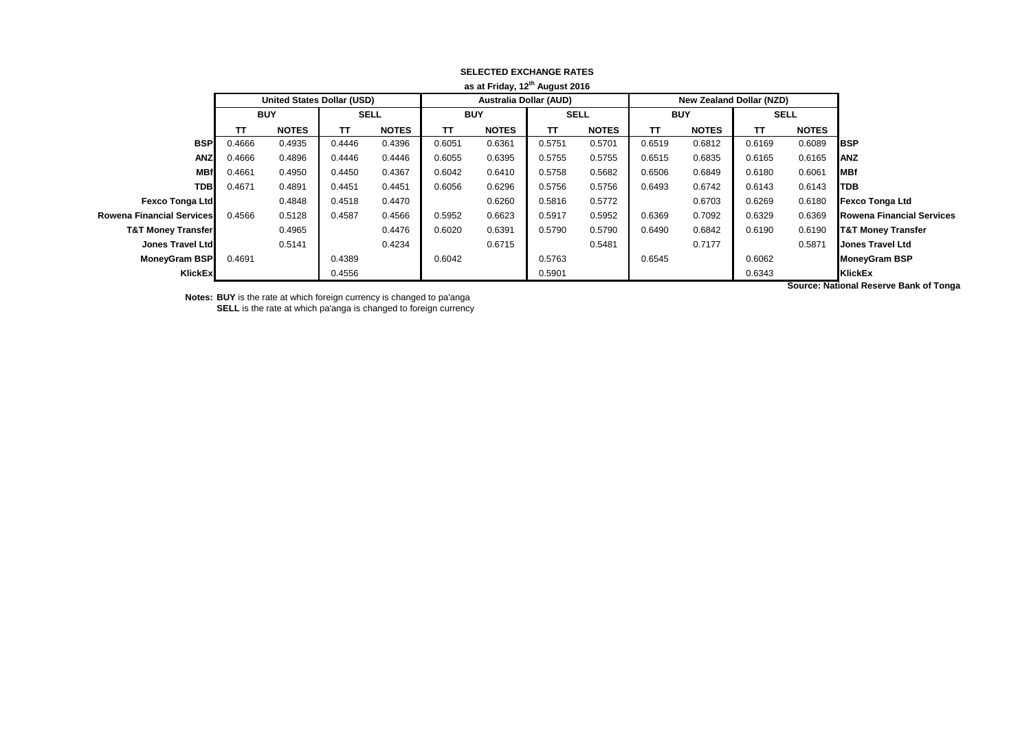**SELECTED EXCHANGE RATES**

**as at Friday, 12th August 2016**

| | United States Dollar (USD) | | | | Australia Dollar (AUD) | | | | New Zealand Dollar (NZD) | | | | |
|---|---|---|---|---|---|---|---|---|---|---|---|---|---|
| | BUY | | SELL | | BUY | | SELL | | BUY | | SELL | | |
| | TT | NOTES | TT | NOTES | TT | NOTES | TT | NOTES | TT | NOTES | TT | NOTES | |
| **BSP** | 0.4666 | 0.4935 | 0.4446 | 0.4396 | 0.6051 | 0.6361 | 0.5751 | 0.5701 | 0.6519 | 0.6812 | 0.6169 | 0.6089 | **BSP** |
| **ANZ** | 0.4666 | 0.4896 | 0.4446 | 0.4446 | 0.6055 | 0.6395 | 0.5755 | 0.5755 | 0.6515 | 0.6835 | 0.6165 | 0.6165 | **ANZ** |
| **MBf** | 0.4661 | 0.4950 | 0.4450 | 0.4367 | 0.6042 | 0.6410 | 0.5758 | 0.5682 | 0.6506 | 0.6849 | 0.6180 | 0.6061 | **MBf** |
| **TDB** | 0.4671 | 0.4891 | 0.4451 | 0.4451 | 0.6056 | 0.6296 | 0.5756 | 0.5756 | 0.6493 | 0.6742 | 0.6143 | 0.6143 | **TDB** |
| **Fexco Tonga Ltd** | | 0.4848 | 0.4518 | 0.4470 | | 0.6260 | 0.5816 | 0.5772 | | 0.6703 | 0.6269 | 0.6180 | **Fexco Tonga Ltd** |
| **Rowena Financial Services** | 0.4566 | 0.5128 | 0.4587 | 0.4566 | 0.5952 | 0.6623 | 0.5917 | 0.5952 | 0.6369 | 0.7092 | 0.6329 | 0.6369 | **Rowena Financial Services** |
| **T&T Money Transfer** | | 0.4965 | | 0.4476 | 0.6020 | 0.6391 | 0.5790 | 0.5790 | 0.6490 | 0.6842 | 0.6190 | 0.6190 | **T&T Money Transfer** |
| **Jones Travel Ltd** | | 0.5141 | | 0.4234 | | 0.6715 | | 0.5481 | | 0.7177 | | 0.5871 | **Jones Travel Ltd** |
| **MoneyGram BSP** | 0.4691 | | 0.4389 | | 0.6042 | | 0.5763 | | 0.6545 | | 0.6062 | | **MoneyGram BSP** |
| **KlickEx** | | | 0.4556 | | | | 0.5901 | | | | 0.6343 | | **KlickEx** |

**Source: National Reserve Bank of Tonga**

**Notes: BUY** is the rate at which foreign currency is changed to pa'anga
**SELL** is the rate at which pa'anga is changed to foreign currency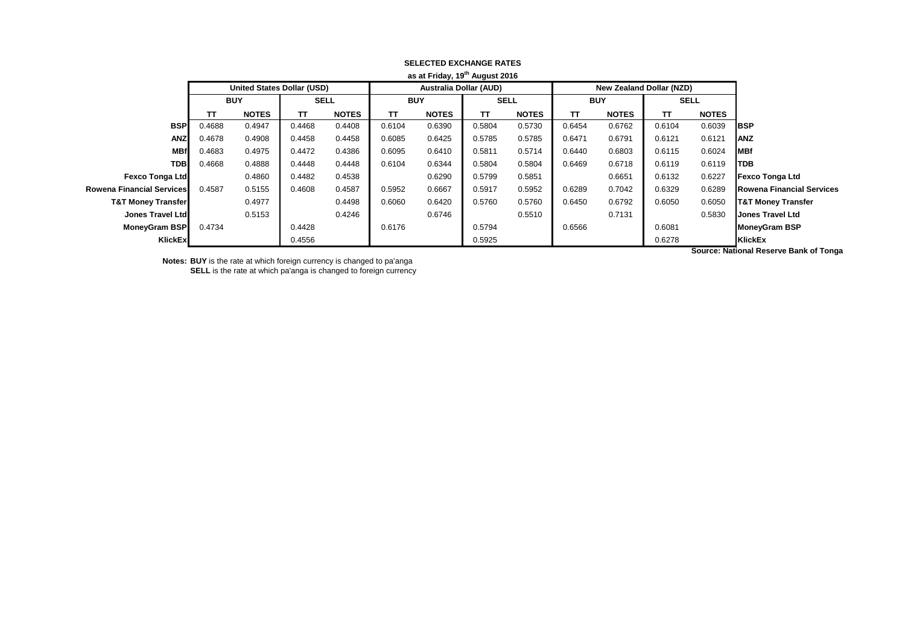**SELECTED EXCHANGE RATES**

**as at Friday, 19th August 2016**

| | United States Dollar (USD) | | | | Australia Dollar (AUD) | | | | New Zealand Dollar (NZD) | | | | |
|---|---|---|---|---|---|---|---|---|---|---|---|---|---|
| | BUY | | SELL | | BUY | | SELL | | BUY | | SELL | | |
| | TT | NOTES | TT | NOTES | TT | NOTES | TT | NOTES | TT | NOTES | TT | NOTES | |
| **BSP** | 0.4688 | 0.4947 | 0.4468 | 0.4408 | 0.6104 | 0.6390 | 0.5804 | 0.5730 | 0.6454 | 0.6762 | 0.6104 | 0.6039 | **BSP** |
| **ANZ** | 0.4678 | 0.4908 | 0.4458 | 0.4458 | 0.6085 | 0.6425 | 0.5785 | 0.5785 | 0.6471 | 0.6791 | 0.6121 | 0.6121 | **ANZ** |
| **MBf** | 0.4683 | 0.4975 | 0.4472 | 0.4386 | 0.6095 | 0.6410 | 0.5811 | 0.5714 | 0.6440 | 0.6803 | 0.6115 | 0.6024 | **MBf** |
| **TDB** | 0.4668 | 0.4888 | 0.4448 | 0.4448 | 0.6104 | 0.6344 | 0.5804 | 0.5804 | 0.6469 | 0.6718 | 0.6119 | 0.6119 | **TDB** |
| **Fexco Tonga Ltd** | | 0.4860 | 0.4482 | 0.4538 | | 0.6290 | 0.5799 | 0.5851 | | 0.6651 | 0.6132 | 0.6227 | **Fexco Tonga Ltd** |
| **Rowena Financial Services** | 0.4587 | 0.5155 | 0.4608 | 0.4587 | 0.5952 | 0.6667 | 0.5917 | 0.5952 | 0.6289 | 0.7042 | 0.6329 | 0.6289 | **Rowena Financial Services** |
| **T&T Money Transfer** | | 0.4977 | | 0.4498 | 0.6060 | 0.6420 | 0.5760 | 0.5760 | 0.6450 | 0.6792 | 0.6050 | 0.6050 | **T&T Money Transfer** |
| **Jones Travel Ltd** | | 0.5153 | | 0.4246 | | 0.6746 | | 0.5510 | | 0.7131 | | 0.5830 | **Jones Travel Ltd** |
| **MoneyGram BSP** | 0.4734 | | 0.4428 | | 0.6176 | | 0.5794 | | 0.6566 | | 0.6081 | | **MoneyGram BSP** |
| **KlickEx** | | | 0.4556 | | | | 0.5925 | | | | 0.6278 | | **KlickEx** |

**Source: National Reserve Bank of Tonga**

**Notes: BUY** is the rate at which foreign currency is changed to pa'anga
**SELL** is the rate at which pa'anga is changed to foreign currency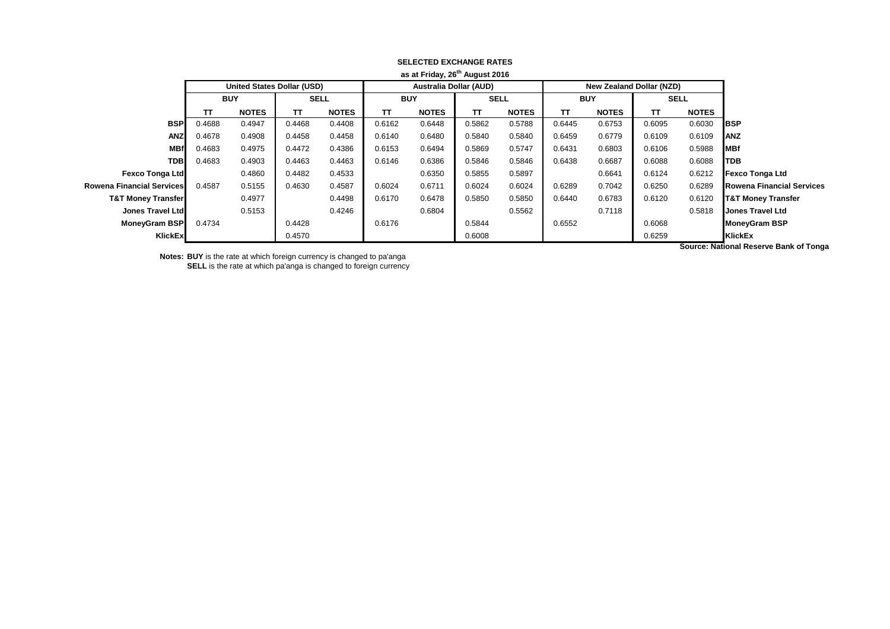**SELECTED EXCHANGE RATES**

**as at Friday, 26th August 2016**

| | United States Dollar (USD) | | | | Australia Dollar (AUD) | | | | New Zealand Dollar (NZD) | | | | |
|---|---|---|---|---|---|---|---|---|---|---|---|---|---|
| | BUY | | SELL | | BUY | | SELL | | BUY | | SELL | | |
| | TT | NOTES | TT | NOTES | TT | NOTES | TT | NOTES | TT | NOTES | TT | NOTES | |
| **BSP** | 0.4688 | 0.4947 | 0.4468 | 0.4408 | 0.6162 | 0.6448 | 0.5862 | 0.5788 | 0.6445 | 0.6753 | 0.6095 | 0.6030 | **BSP** |
| **ANZ** | 0.4678 | 0.4908 | 0.4458 | 0.4458 | 0.6140 | 0.6480 | 0.5840 | 0.5840 | 0.6459 | 0.6779 | 0.6109 | 0.6109 | **ANZ** |
| **MBf** | 0.4683 | 0.4975 | 0.4472 | 0.4386 | 0.6153 | 0.6494 | 0.5869 | 0.5747 | 0.6431 | 0.6803 | 0.6106 | 0.5988 | **MBf** |
| **TDB** | 0.4683 | 0.4903 | 0.4463 | 0.4463 | 0.6146 | 0.6386 | 0.5846 | 0.5846 | 0.6438 | 0.6687 | 0.6088 | 0.6088 | **TDB** |
| **Fexco Tonga Ltd** | | 0.4860 | 0.4482 | 0.4533 | | 0.6350 | 0.5855 | 0.5897 | | 0.6641 | 0.6124 | 0.6212 | **Fexco Tonga Ltd** |
| **Rowena Financial Services** | 0.4587 | 0.5155 | 0.4630 | 0.4587 | 0.6024 | 0.6711 | 0.6024 | 0.6024 | 0.6289 | 0.7042 | 0.6250 | 0.6289 | **Rowena Financial Services** |
| **T&T Money Transfer** | | 0.4977 | | 0.4498 | 0.6170 | 0.6478 | 0.5850 | 0.5850 | 0.6440 | 0.6783 | 0.6120 | 0.6120 | **T&T Money Transfer** |
| **Jones Travel Ltd** | | 0.5153 | | 0.4246 | | 0.6804 | | 0.5562 | | 0.7118 | | 0.5818 | **Jones Travel Ltd** |
| **MoneyGram BSP** | 0.4734 | | 0.4428 | | 0.6176 | | 0.5844 | | 0.6552 | | 0.6068 | | **MoneyGram BSP** |
| **KlickEx** | | | 0.4570 | | | | 0.6008 | | | | 0.6259 | | **KlickEx** |

**Source: National Reserve Bank of Tonga**

**Notes: BUY** is the rate at which foreign currency is changed to pa'anga
**SELL** is the rate at which pa'anga is changed to foreign currency